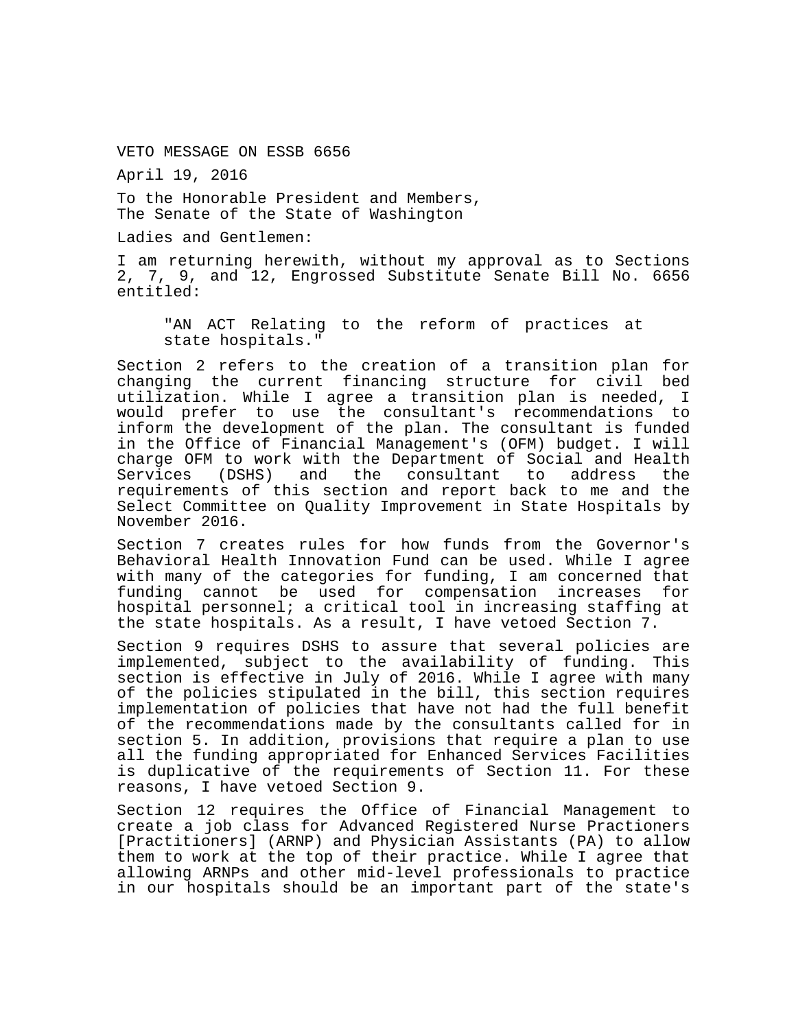VETO MESSAGE ON ESSB 6656

April 19, 2016

To the Honorable President and Members,
The Senate of the State of Washington

Ladies and Gentlemen:

I am returning herewith, without my approval as to Sections 2, 7, 9, and 12, Engrossed Substitute Senate Bill No. 6656 entitled:

> "AN ACT Relating to the reform of practices at state hospitals."

Section 2 refers to the creation of a transition plan for changing the current financing structure for civil bed utilization. While I agree a transition plan is needed, I would prefer to use the consultant's recommendations to inform the development of the plan. The consultant is funded in the Office of Financial Management's (OFM) budget. I will charge OFM to work with the Department of Social and Health Services (DSHS) and the consultant to address the requirements of this section and report back to me and the Select Committee on Quality Improvement in State Hospitals by November 2016.

Section 7 creates rules for how funds from the Governor's Behavioral Health Innovation Fund can be used. While I agree with many of the categories for funding, I am concerned that funding cannot be used for compensation increases for hospital personnel; a critical tool in increasing staffing at the state hospitals. As a result, I have vetoed Section 7.

Section 9 requires DSHS to assure that several policies are implemented, subject to the availability of funding. This section is effective in July of 2016. While I agree with many of the policies stipulated in the bill, this section requires implementation of policies that have not had the full benefit of the recommendations made by the consultants called for in section 5. In addition, provisions that require a plan to use all the funding appropriated for Enhanced Services Facilities is duplicative of the requirements of Section 11. For these reasons, I have vetoed Section 9.

Section 12 requires the Office of Financial Management to create a job class for Advanced Registered Nurse Practioners [Practitioners] (ARNP) and Physician Assistants (PA) to allow them to work at the top of their practice. While I agree that allowing ARNPs and other mid-level professionals to practice in our hospitals should be an important part of the state's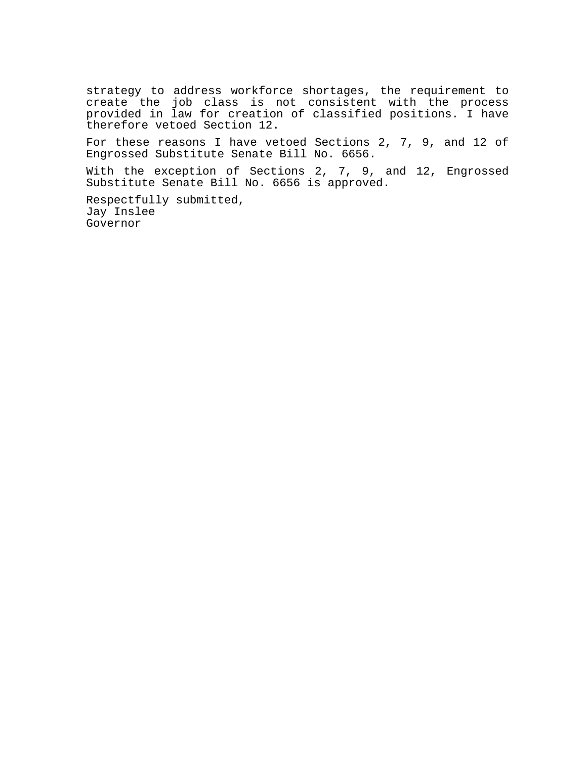strategy to address workforce shortages, the requirement to create the job class is not consistent with the process provided in law for creation of classified positions. I have therefore vetoed Section 12.

For these reasons I have vetoed Sections 2, 7, 9, and 12 of Engrossed Substitute Senate Bill No. 6656.

With the exception of Sections 2, 7, 9, and 12, Engrossed Substitute Senate Bill No. 6656 is approved.

Respectfully submitted,
Jay Inslee
Governor